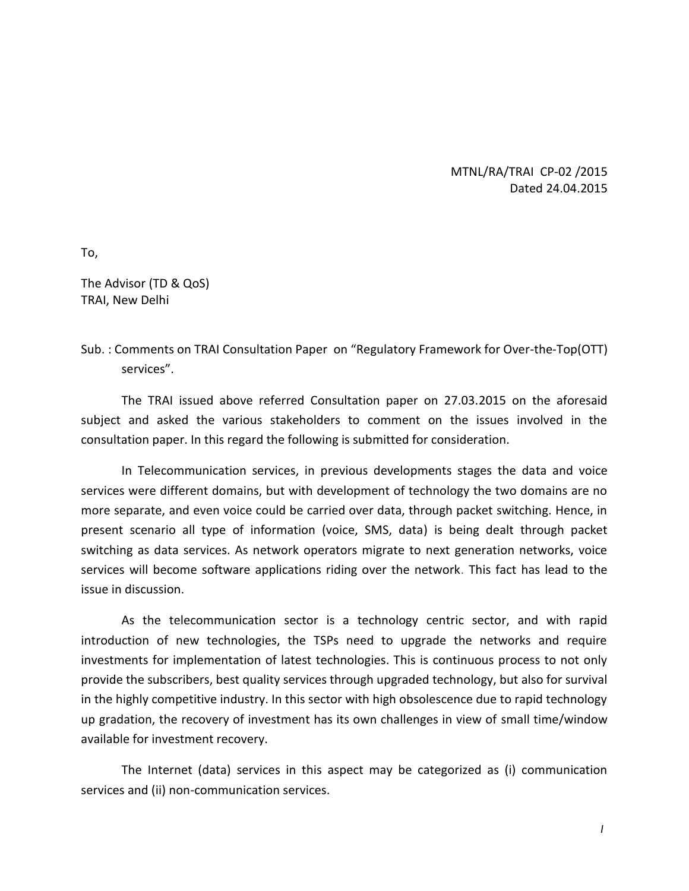MTNL/RA/TRAI CP-02 /2015
Dated 24.04.2015

To,

The Advisor (TD & QoS)
TRAI, New Delhi

Sub. : Comments on TRAI Consultation Paper on "Regulatory Framework for Over-the-Top(OTT) services".

The TRAI issued above referred Consultation paper on 27.03.2015 on the aforesaid subject and asked the various stakeholders to comment on the issues involved in the consultation paper. In this regard the following is submitted for consideration.

In Telecommunication services, in previous developments stages the data and voice services were different domains, but with development of technology the two domains are no more separate, and even voice could be carried over data, through packet switching. Hence, in present scenario all type of information (voice, SMS, data) is being dealt through packet switching as data services. As network operators migrate to next generation networks, voice services will become software applications riding over the network. This fact has lead to the issue in discussion.

As the telecommunication sector is a technology centric sector, and with rapid introduction of new technologies, the TSPs need to upgrade the networks and require investments for implementation of latest technologies. This is continuous process to not only provide the subscribers, best quality services through upgraded technology, but also for survival in the highly competitive industry. In this sector with high obsolescence due to rapid technology up gradation, the recovery of investment has its own challenges in view of small time/window available for investment recovery.

The Internet (data) services in this aspect may be categorized as (i) communication services and (ii) non-communication services.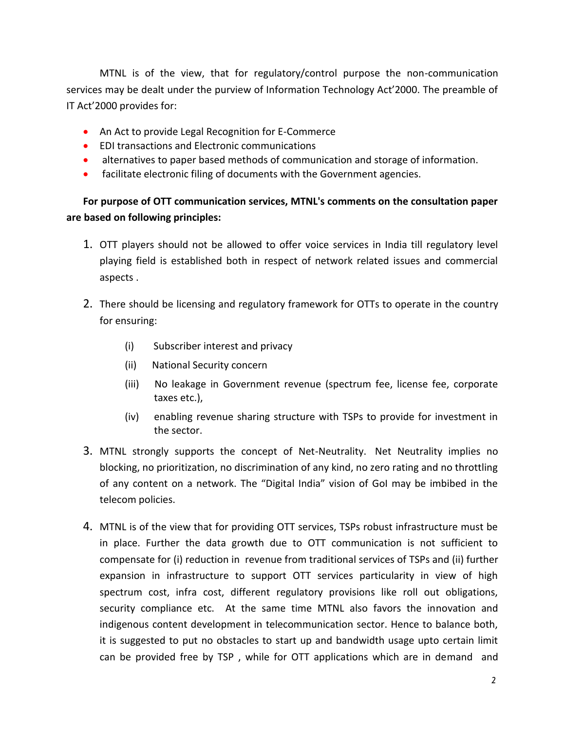MTNL is of the view, that for regulatory/control purpose the non-communication services may be dealt under the purview of Information Technology Act'2000. The preamble of IT Act'2000 provides for:

- An Act to provide Legal Recognition for E-Commerce
- EDI transactions and Electronic communications
- alternatives to paper based methods of communication and storage of information.
- facilitate electronic filing of documents with the Government agencies.

**For purpose of OTT communication services, MTNL's comments on the consultation paper are based on following principles:**

1. OTT players should not be allowed to offer voice services in India till regulatory level playing field is established both in respect of network related issues and commercial aspects .

2. There should be licensing and regulatory framework for OTTs to operate in the country for ensuring:

   (i) Subscriber interest and privacy

   (ii) National Security concern

   (iii) No leakage in Government revenue (spectrum fee, license fee, corporate taxes etc.),

   (iv) enabling revenue sharing structure with TSPs to provide for investment in the sector.

3. MTNL strongly supports the concept of Net-Neutrality. Net Neutrality implies no blocking, no prioritization, no discrimination of any kind, no zero rating and no throttling of any content on a network. The "Digital India" vision of GoI may be imbibed in the telecom policies.

4. MTNL is of the view that for providing OTT services, TSPs robust infrastructure must be in place. Further the data growth due to OTT communication is not sufficient to compensate for (i) reduction in revenue from traditional services of TSPs and (ii) further expansion in infrastructure to support OTT services particularity in view of high spectrum cost, infra cost, different regulatory provisions like roll out obligations, security compliance etc. At the same time MTNL also favors the innovation and indigenous content development in telecommunication sector. Hence to balance both, it is suggested to put no obstacles to start up and bandwidth usage upto certain limit can be provided free by TSP , while for OTT applications which are in demand and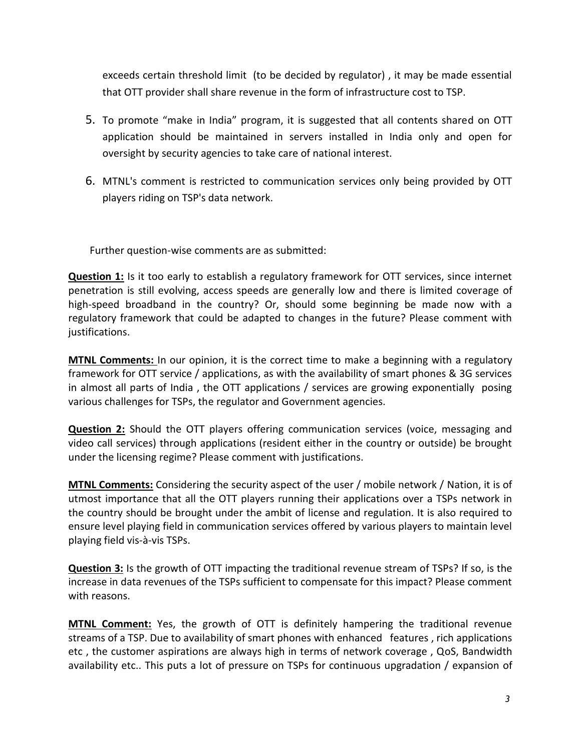exceeds certain threshold limit (to be decided by regulator) , it may be made essential that OTT provider shall share revenue in the form of infrastructure cost to TSP.

5. To promote "make in India" program, it is suggested that all contents shared on OTT application should be maintained in servers installed in India only and open for oversight by security agencies to take care of national interest.

6. MTNL's comment is restricted to communication services only being provided by OTT players riding on TSP's data network.

Further question-wise comments are as submitted:

**Question 1:** Is it too early to establish a regulatory framework for OTT services, since internet penetration is still evolving, access speeds are generally low and there is limited coverage of high-speed broadband in the country? Or, should some beginning be made now with a regulatory framework that could be adapted to changes in the future? Please comment with justifications.

**MTNL Comments:** In our opinion, it is the correct time to make a beginning with a regulatory framework for OTT service / applications, as with the availability of smart phones & 3G services in almost all parts of India , the OTT applications / services are growing exponentially posing various challenges for TSPs, the regulator and Government agencies.

**Question 2:** Should the OTT players offering communication services (voice, messaging and video call services) through applications (resident either in the country or outside) be brought under the licensing regime? Please comment with justifications.

**MTNL Comments:** Considering the security aspect of the user / mobile network / Nation, it is of utmost importance that all the OTT players running their applications over a TSPs network in the country should be brought under the ambit of license and regulation. It is also required to ensure level playing field in communication services offered by various players to maintain level playing field vis-à-vis TSPs.

**Question 3:** Is the growth of OTT impacting the traditional revenue stream of TSPs? If so, is the increase in data revenues of the TSPs sufficient to compensate for this impact? Please comment with reasons.

**MTNL Comment:** Yes, the growth of OTT is definitely hampering the traditional revenue streams of a TSP. Due to availability of smart phones with enhanced features , rich applications etc , the customer aspirations are always high in terms of network coverage , QoS, Bandwidth availability etc.. This puts a lot of pressure on TSPs for continuous upgradation / expansion of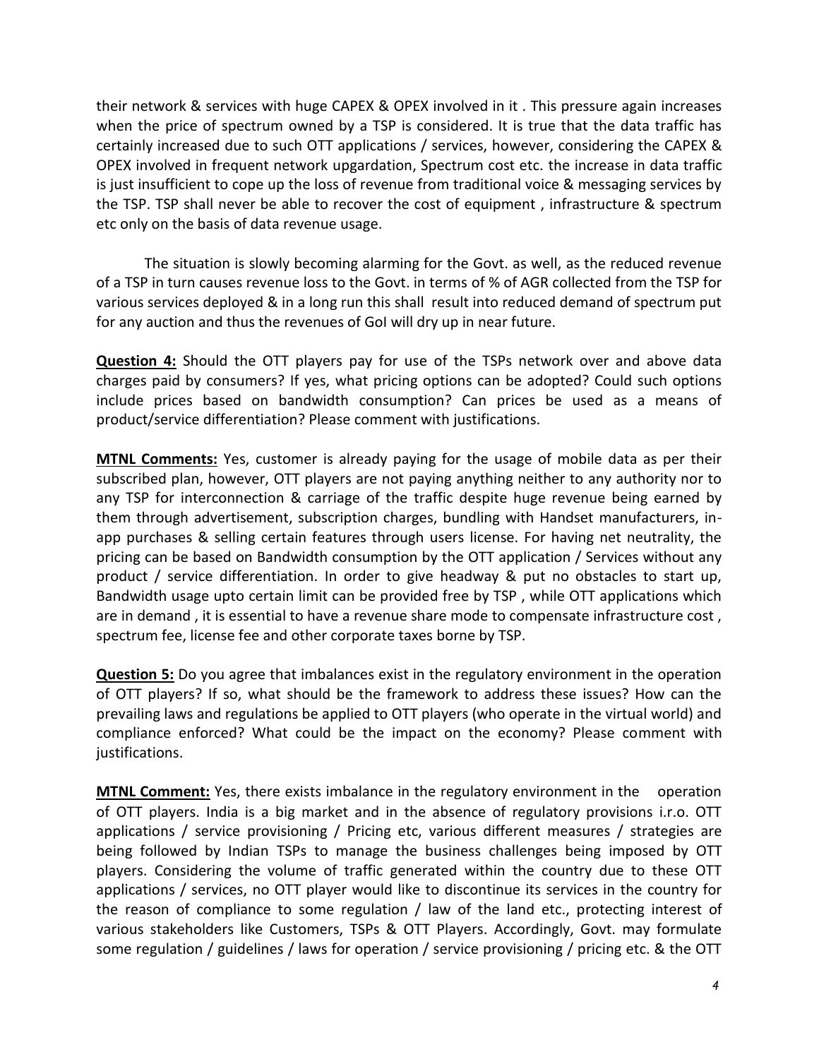their network & services with huge CAPEX & OPEX involved in it . This pressure again increases when the price of spectrum owned by a TSP is considered. It is true that the data traffic has certainly increased due to such OTT applications / services, however, considering the CAPEX & OPEX involved in frequent network upgardation, Spectrum cost etc. the increase in data traffic is just insufficient to cope up the loss of revenue from traditional voice & messaging services by the TSP. TSP shall never be able to recover the cost of equipment , infrastructure & spectrum etc only on the basis of data revenue usage.

The situation is slowly becoming alarming for the Govt. as well, as the reduced revenue of a TSP in turn causes revenue loss to the Govt. in terms of % of AGR collected from the TSP for various services deployed & in a long run this shall result into reduced demand of spectrum put for any auction and thus the revenues of GoI will dry up in near future.

**Question 4:** Should the OTT players pay for use of the TSPs network over and above data charges paid by consumers? If yes, what pricing options can be adopted? Could such options include prices based on bandwidth consumption? Can prices be used as a means of product/service differentiation? Please comment with justifications.

**MTNL Comments:** Yes, customer is already paying for the usage of mobile data as per their subscribed plan, however, OTT players are not paying anything neither to any authority nor to any TSP for interconnection & carriage of the traffic despite huge revenue being earned by them through advertisement, subscription charges, bundling with Handset manufacturers, in-app purchases & selling certain features through users license. For having net neutrality, the pricing can be based on Bandwidth consumption by the OTT application / Services without any product / service differentiation. In order to give headway & put no obstacles to start up, Bandwidth usage upto certain limit can be provided free by TSP , while OTT applications which are in demand , it is essential to have a revenue share mode to compensate infrastructure cost , spectrum fee, license fee and other corporate taxes borne by TSP.

**Question 5:** Do you agree that imbalances exist in the regulatory environment in the operation of OTT players? If so, what should be the framework to address these issues? How can the prevailing laws and regulations be applied to OTT players (who operate in the virtual world) and compliance enforced? What could be the impact on the economy? Please comment with justifications.

**MTNL Comment:** Yes, there exists imbalance in the regulatory environment in the operation of OTT players. India is a big market and in the absence of regulatory provisions i.r.o. OTT applications / service provisioning / Pricing etc, various different measures / strategies are being followed by Indian TSPs to manage the business challenges being imposed by OTT players. Considering the volume of traffic generated within the country due to these OTT applications / services, no OTT player would like to discontinue its services in the country for the reason of compliance to some regulation / law of the land etc., protecting interest of various stakeholders like Customers, TSPs & OTT Players. Accordingly, Govt. may formulate some regulation / guidelines / laws for operation / service provisioning / pricing etc. & the OTT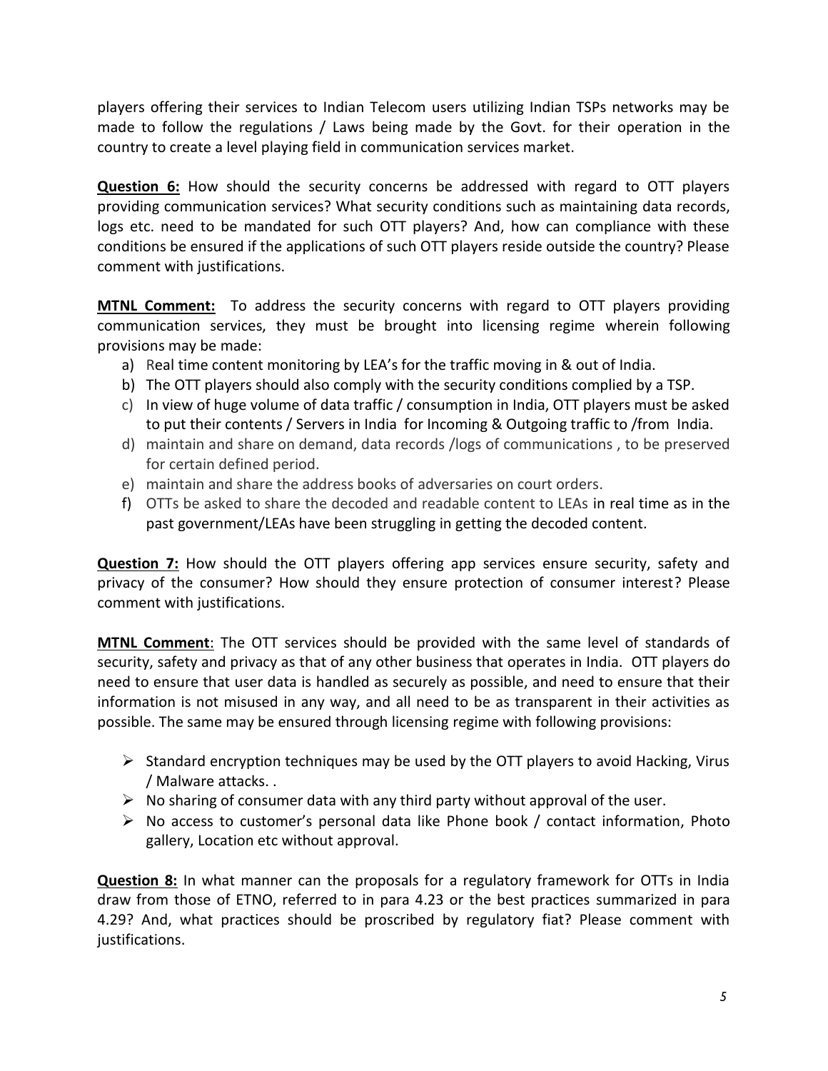players offering their services to Indian Telecom users utilizing Indian TSPs networks may be made to follow the regulations / Laws being made by the Govt. for their operation in the country to create a level playing field in communication services market.

**Question 6:** How should the security concerns be addressed with regard to OTT players providing communication services? What security conditions such as maintaining data records, logs etc. need to be mandated for such OTT players? And, how can compliance with these conditions be ensured if the applications of such OTT players reside outside the country? Please comment with justifications.

**MTNL Comment:** To address the security concerns with regard to OTT players providing communication services, they must be brought into licensing regime wherein following provisions may be made:

a) Real time content monitoring by LEA's for the traffic moving in & out of India.
b) The OTT players should also comply with the security conditions complied by a TSP.
c) In view of huge volume of data traffic / consumption in India, OTT players must be asked to put their contents / Servers in India for Incoming & Outgoing traffic to /from India.
d) maintain and share on demand, data records /logs of communications , to be preserved for certain defined period.
e) maintain and share the address books of adversaries on court orders.
f) OTTs be asked to share the decoded and readable content to LEAs in real time as in the past government/LEAs have been struggling in getting the decoded content.

**Question 7:** How should the OTT players offering app services ensure security, safety and privacy of the consumer? How should they ensure protection of consumer interest? Please comment with justifications.

**MTNL Comment**: The OTT services should be provided with the same level of standards of security, safety and privacy as that of any other business that operates in India. OTT players do need to ensure that user data is handled as securely as possible, and need to ensure that their information is not misused in any way, and all need to be as transparent in their activities as possible. The same may be ensured through licensing regime with following provisions:

- Standard encryption techniques may be used by the OTT players to avoid Hacking, Virus / Malware attacks. .
- No sharing of consumer data with any third party without approval of the user.
- No access to customer's personal data like Phone book / contact information, Photo gallery, Location etc without approval.

**Question 8:** In what manner can the proposals for a regulatory framework for OTTs in India draw from those of ETNO, referred to in para 4.23 or the best practices summarized in para 4.29? And, what practices should be proscribed by regulatory fiat? Please comment with justifications.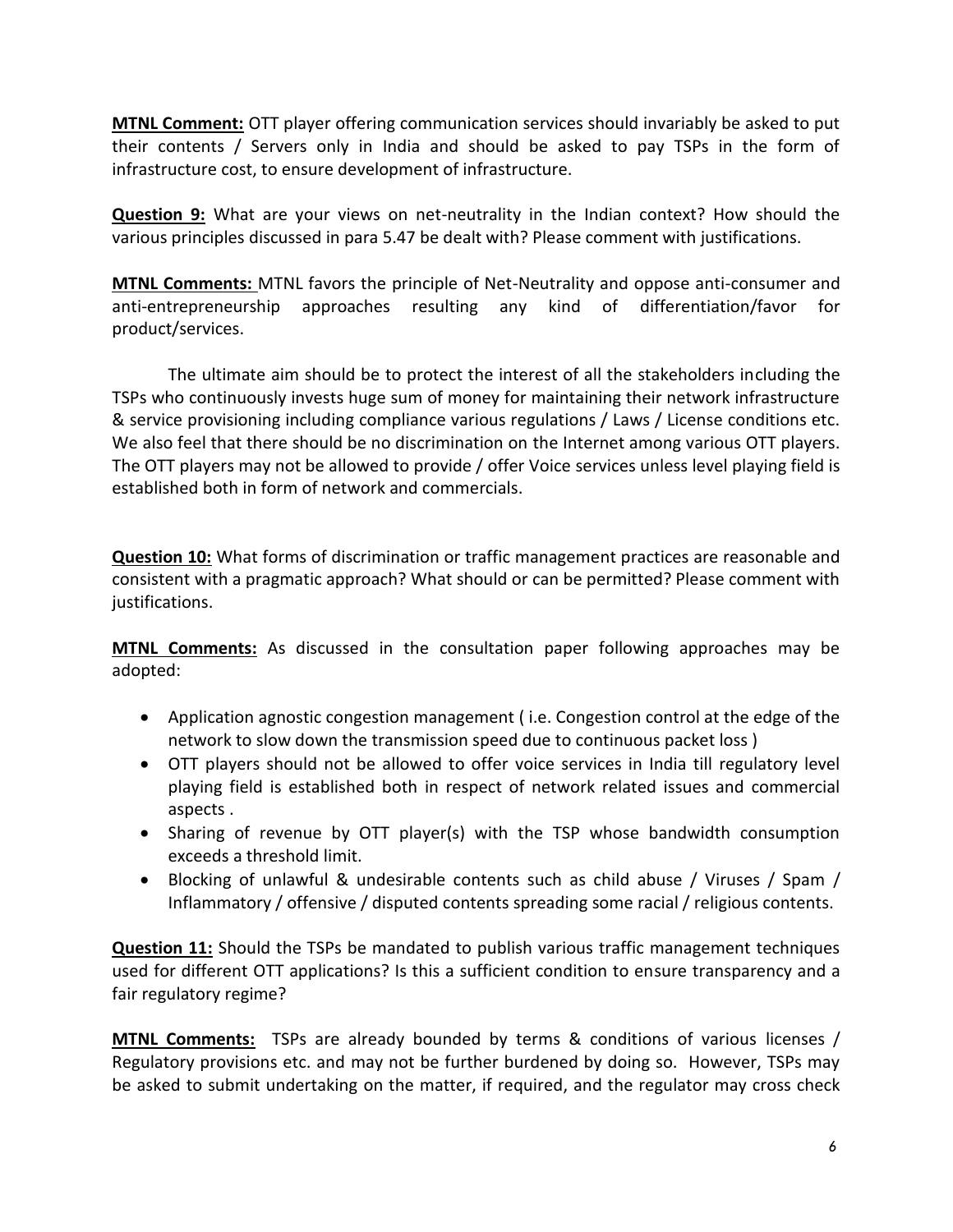**MTNL Comment:** OTT player offering communication services should invariably be asked to put their contents / Servers only in India and should be asked to pay TSPs in the form of infrastructure cost, to ensure development of infrastructure.

**Question 9:** What are your views on net-neutrality in the Indian context? How should the various principles discussed in para 5.47 be dealt with? Please comment with justifications.

**MTNL Comments:** MTNL favors the principle of Net-Neutrality and oppose anti-consumer and anti-entrepreneurship approaches resulting any kind of differentiation/favor for product/services.

The ultimate aim should be to protect the interest of all the stakeholders including the TSPs who continuously invests huge sum of money for maintaining their network infrastructure & service provisioning including compliance various regulations / Laws / License conditions etc. We also feel that there should be no discrimination on the Internet among various OTT players. The OTT players may not be allowed to provide / offer Voice services unless level playing field is established both in form of network and commercials.

**Question 10:** What forms of discrimination or traffic management practices are reasonable and consistent with a pragmatic approach? What should or can be permitted? Please comment with justifications.

**MTNL Comments:** As discussed in the consultation paper following approaches may be adopted:

- Application agnostic congestion management ( i.e. Congestion control at the edge of the network to slow down the transmission speed due to continuous packet loss )
- OTT players should not be allowed to offer voice services in India till regulatory level playing field is established both in respect of network related issues and commercial aspects .
- Sharing of revenue by OTT player(s) with the TSP whose bandwidth consumption exceeds a threshold limit.
- Blocking of unlawful & undesirable contents such as child abuse / Viruses / Spam / Inflammatory / offensive / disputed contents spreading some racial / religious contents.

**Question 11:** Should the TSPs be mandated to publish various traffic management techniques used for different OTT applications? Is this a sufficient condition to ensure transparency and a fair regulatory regime?

**MTNL Comments:** TSPs are already bounded by terms & conditions of various licenses / Regulatory provisions etc. and may not be further burdened by doing so. However, TSPs may be asked to submit undertaking on the matter, if required, and the regulator may cross check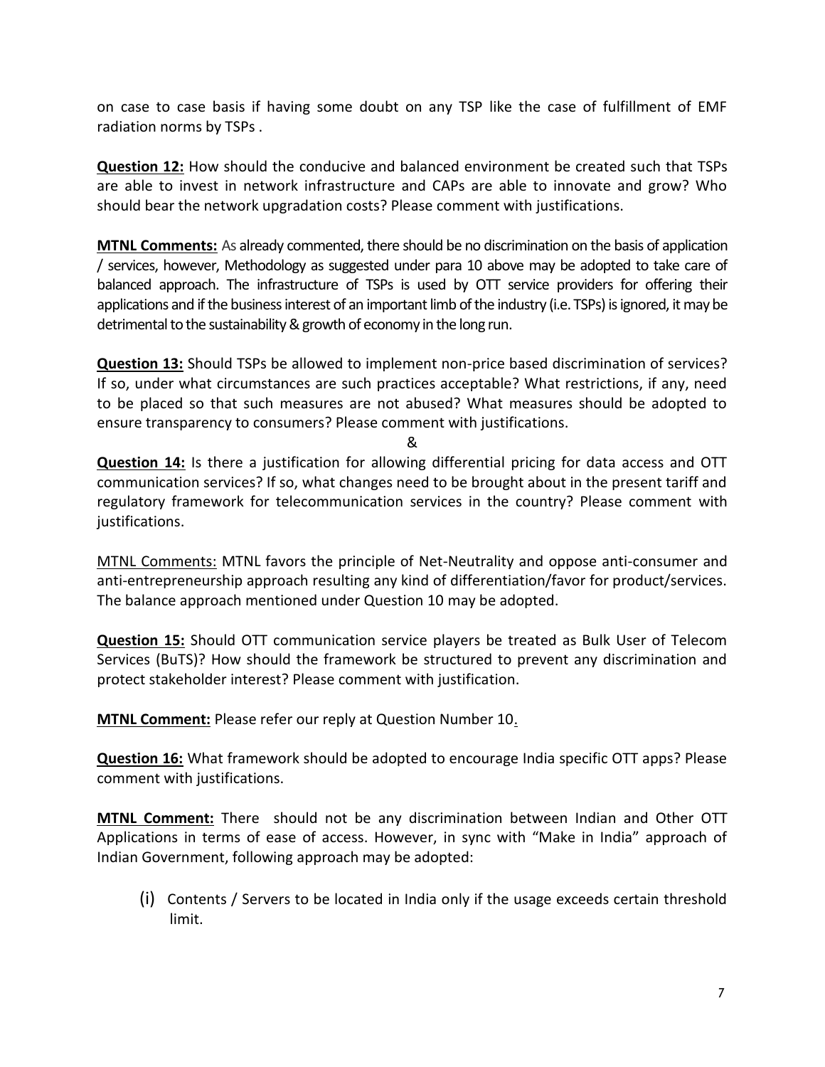on case to case basis if having some doubt on any TSP like the case of fulfillment of EMF radiation norms by TSPs .

**Question 12:** How should the conducive and balanced environment be created such that TSPs are able to invest in network infrastructure and CAPs are able to innovate and grow? Who should bear the network upgradation costs? Please comment with justifications.

**MTNL Comments:** As already commented, there should be no discrimination on the basis of application / services, however, Methodology as suggested under para 10 above may be adopted to take care of balanced approach. The infrastructure of TSPs is used by OTT service providers for offering their applications and if the business interest of an important limb of the industry (i.e. TSPs) is ignored, it may be detrimental to the sustainability & growth of economy in the long run.

**Question 13:** Should TSPs be allowed to implement non-price based discrimination of services? If so, under what circumstances are such practices acceptable? What restrictions, if any, need to be placed so that such measures are not abused? What measures should be adopted to ensure transparency to consumers? Please comment with justifications.

&

**Question 14:** Is there a justification for allowing differential pricing for data access and OTT communication services? If so, what changes need to be brought about in the present tariff and regulatory framework for telecommunication services in the country? Please comment with justifications.

MTNL Comments: MTNL favors the principle of Net-Neutrality and oppose anti-consumer and anti-entrepreneurship approach resulting any kind of differentiation/favor for product/services. The balance approach mentioned under Question 10 may be adopted.

**Question 15:** Should OTT communication service players be treated as Bulk User of Telecom Services (BuTS)? How should the framework be structured to prevent any discrimination and protect stakeholder interest? Please comment with justification.

**MTNL Comment:** Please refer our reply at Question Number 10.

**Question 16:** What framework should be adopted to encourage India specific OTT apps? Please comment with justifications.

**MTNL Comment:** There should not be any discrimination between Indian and Other OTT Applications in terms of ease of access. However, in sync with "Make in India" approach of Indian Government, following approach may be adopted:

(i) Contents / Servers to be located in India only if the usage exceeds certain threshold limit.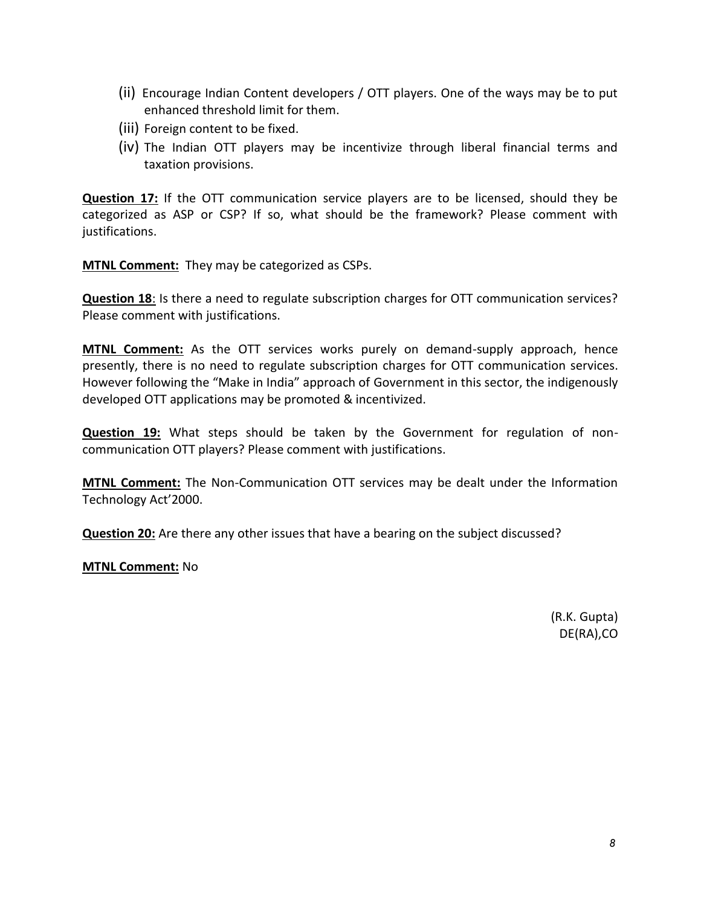(ii) Encourage Indian Content developers / OTT players. One of the ways may be to put enhanced threshold limit for them.

(iii) Foreign content to be fixed.

(iv) The Indian OTT players may be incentivize through liberal financial terms and taxation provisions.

**Question 17:** If the OTT communication service players are to be licensed, should they be categorized as ASP or CSP? If so, what should be the framework? Please comment with justifications.

**MTNL Comment:** They may be categorized as CSPs.

**Question 18**: Is there a need to regulate subscription charges for OTT communication services? Please comment with justifications.

**MTNL Comment:** As the OTT services works purely on demand-supply approach, hence presently, there is no need to regulate subscription charges for OTT communication services. However following the "Make in India" approach of Government in this sector, the indigenously developed OTT applications may be promoted & incentivized.

**Question 19:** What steps should be taken by the Government for regulation of non-communication OTT players? Please comment with justifications.

**MTNL Comment:** The Non-Communication OTT services may be dealt under the Information Technology Act'2000.

**Question 20:** Are there any other issues that have a bearing on the subject discussed?

**MTNL Comment:** No

(R.K. Gupta)
DE(RA),CO